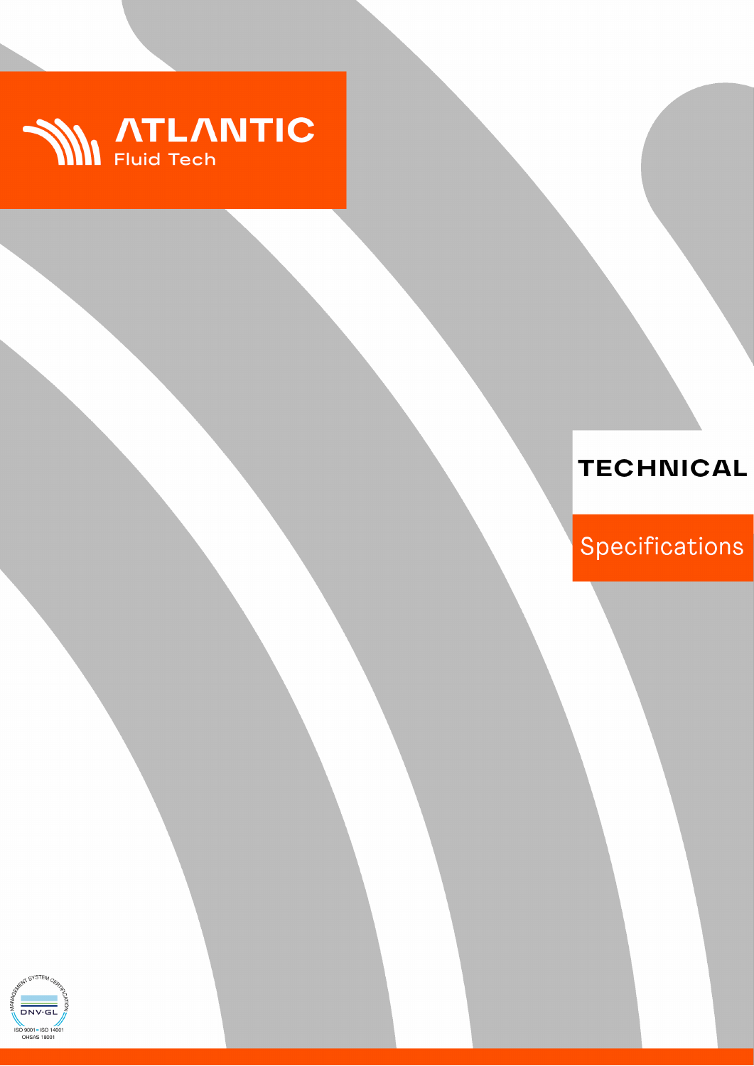ATLANTIC

Fluid Tech

# TECHNICAL

## Specifications

MANAGEMENT SYSTEM CERTIFICATION

DNV·GL

ISO 9001 = ISO 14001

OHSAS 18001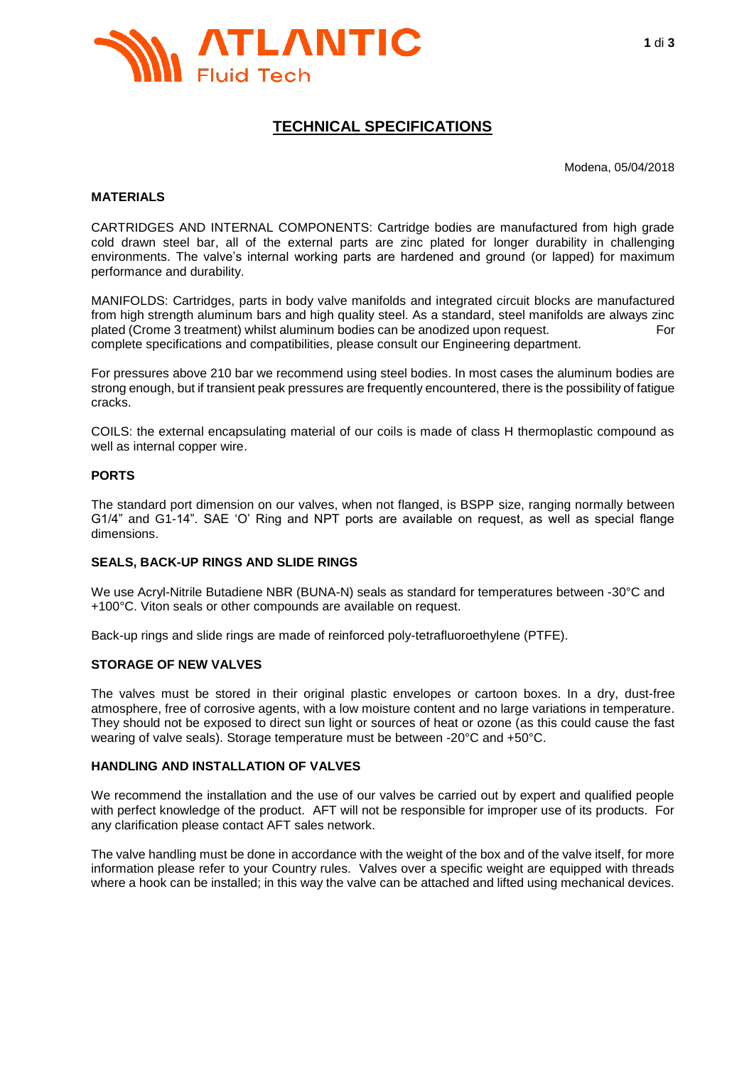ATLANTIC Fluid Tech

# TECHNICAL SPECIFICATIONS

Modena, 05/04/2018

## MATERIALS

CARTRIDGES AND INTERNAL COMPONENTS: Cartridge bodies are manufactured from high grade cold drawn steel bar, all of the external parts are zinc plated for longer durability in challenging environments. The valve's internal working parts are hardened and ground (or lapped) for maximum performance and durability.

MANIFOLDS: Cartridges, parts in body valve manifolds and integrated circuit blocks are manufactured from high strength aluminum bars and high quality steel. As a standard, steel manifolds are always zinc plated (Crome 3 treatment) whilst aluminum bodies can be anodized upon request. For complete specifications and compatibilities, please consult our Engineering department.

For pressures above 210 bar we recommend using steel bodies. In most cases the aluminum bodies are strong enough, but if transient peak pressures are frequently encountered, there is the possibility of fatigue cracks.

COILS: the external encapsulating material of our coils is made of class H thermoplastic compound as well as internal copper wire.

## PORTS

The standard port dimension on our valves, when not flanged, is BSPP size, ranging normally between G1/4" and G1-14". SAE 'O' Ring and NPT ports are available on request, as well as special flange dimensions.

## SEALS, BACK-UP RINGS AND SLIDE RINGS

We use Acryl-Nitrile Butadiene NBR (BUNA-N) seals as standard for temperatures between -30°C and +100°C. Viton seals or other compounds are available on request.

Back-up rings and slide rings are made of reinforced poly-tetrafluoroethylene (PTFE).

## STORAGE OF NEW VALVES

The valves must be stored in their original plastic envelopes or cartoon boxes. In a dry, dust-free atmosphere, free of corrosive agents, with a low moisture content and no large variations in temperature. They should not be exposed to direct sun light or sources of heat or ozone (as this could cause the fast wearing of valve seals). Storage temperature must be between -20°C and +50°C.

## HANDLING AND INSTALLATION OF VALVES

We recommend the installation and the use of our valves be carried out by expert and qualified people with perfect knowledge of the product. AFT will not be responsible for improper use of its products. For any clarification please contact AFT sales network.

The valve handling must be done in accordance with the weight of the box and of the valve itself, for more information please refer to your Country rules. Valves over a specific weight are equipped with threads where a hook can be installed; in this way the valve can be attached and lifted using mechanical devices.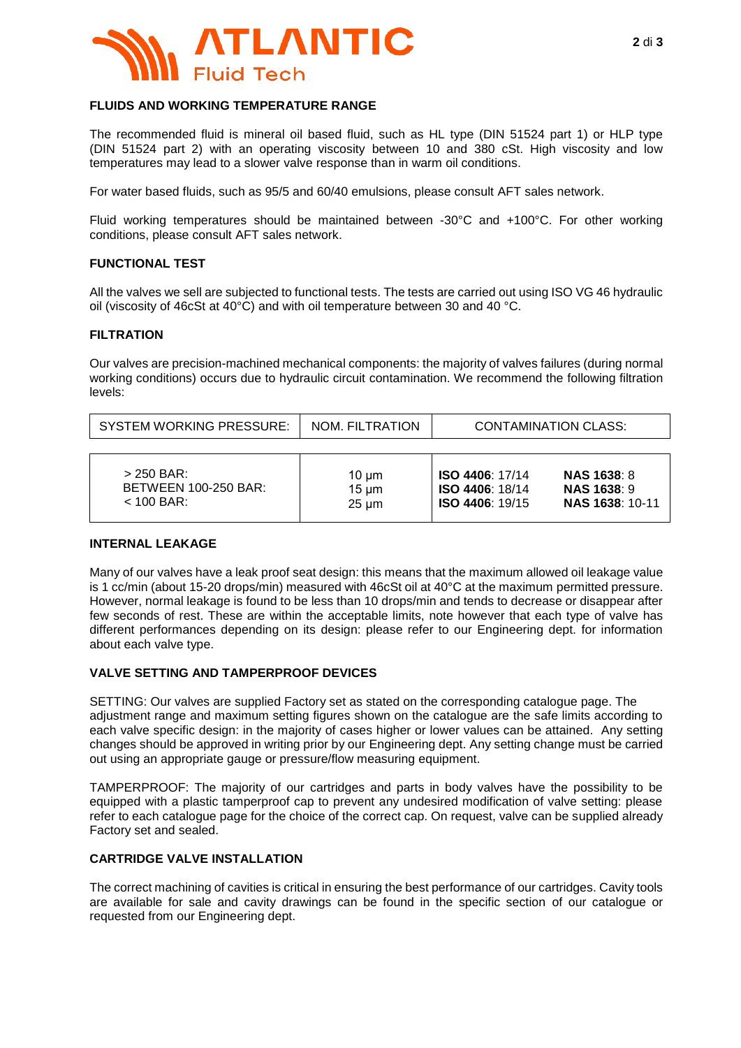## FLUIDS AND WORKING TEMPERATURE RANGE

The recommended fluid is mineral oil based fluid, such as HL type (DIN 51524 part 1) or HLP type (DIN 51524 part 2) with an operating viscosity between 10 and 380 cSt. High viscosity and low temperatures may lead to a slower valve response than in warm oil conditions.

For water based fluids, such as 95/5 and 60/40 emulsions, please consult AFT sales network.

Fluid working temperatures should be maintained between -30°C and +100°C. For other working conditions, please consult AFT sales network.

## FUNCTIONAL TEST

All the valves we sell are subjected to functional tests. The tests are carried out using ISO VG 46 hydraulic oil (viscosity of 46cSt at 40°C) and with oil temperature between 30 and 40 °C.

## FILTRATION

Our valves are precision-machined mechanical components: the majority of valves failures (during normal working conditions) occurs due to hydraulic circuit contamination. We recommend the following filtration levels:

| SYSTEM WORKING PRESSURE: | NOM. FILTRATION | CONTAMINATION CLASS: | |
|---|---|---|---|
| > 250 BAR: | 10 µm | **ISO 4406**: 17/14 | **NAS 1638**: 8 |
| BETWEEN 100-250 BAR: | 15 µm | **ISO 4406**: 18/14 | **NAS 1638**: 9 |
| < 100 BAR: | 25 µm | **ISO 4406**: 19/15 | **NAS 1638**: 10-11 |

## INTERNAL LEAKAGE

Many of our valves have a leak proof seat design: this means that the maximum allowed oil leakage value is 1 cc/min (about 15-20 drops/min) measured with 46cSt oil at 40°C at the maximum permitted pressure. However, normal leakage is found to be less than 10 drops/min and tends to decrease or disappear after few seconds of rest. These are within the acceptable limits, note however that each type of valve has different performances depending on its design: please refer to our Engineering dept. for information about each valve type.

## VALVE SETTING AND TAMPERPROOF DEVICES

SETTING: Our valves are supplied Factory set as stated on the corresponding catalogue page. The adjustment range and maximum setting figures shown on the catalogue are the safe limits according to each valve specific design: in the majority of cases higher or lower values can be attained. Any setting changes should be approved in writing prior by our Engineering dept. Any setting change must be carried out using an appropriate gauge or pressure/flow measuring equipment.

TAMPERPROOF: The majority of our cartridges and parts in body valves have the possibility to be equipped with a plastic tamperproof cap to prevent any undesired modification of valve setting: please refer to each catalogue page for the choice of the correct cap. On request, valve can be supplied already Factory set and sealed.

## CARTRIDGE VALVE INSTALLATION

The correct machining of cavities is critical in ensuring the best performance of our cartridges. Cavity tools are available for sale and cavity drawings can be found in the specific section of our catalogue or requested from our Engineering dept.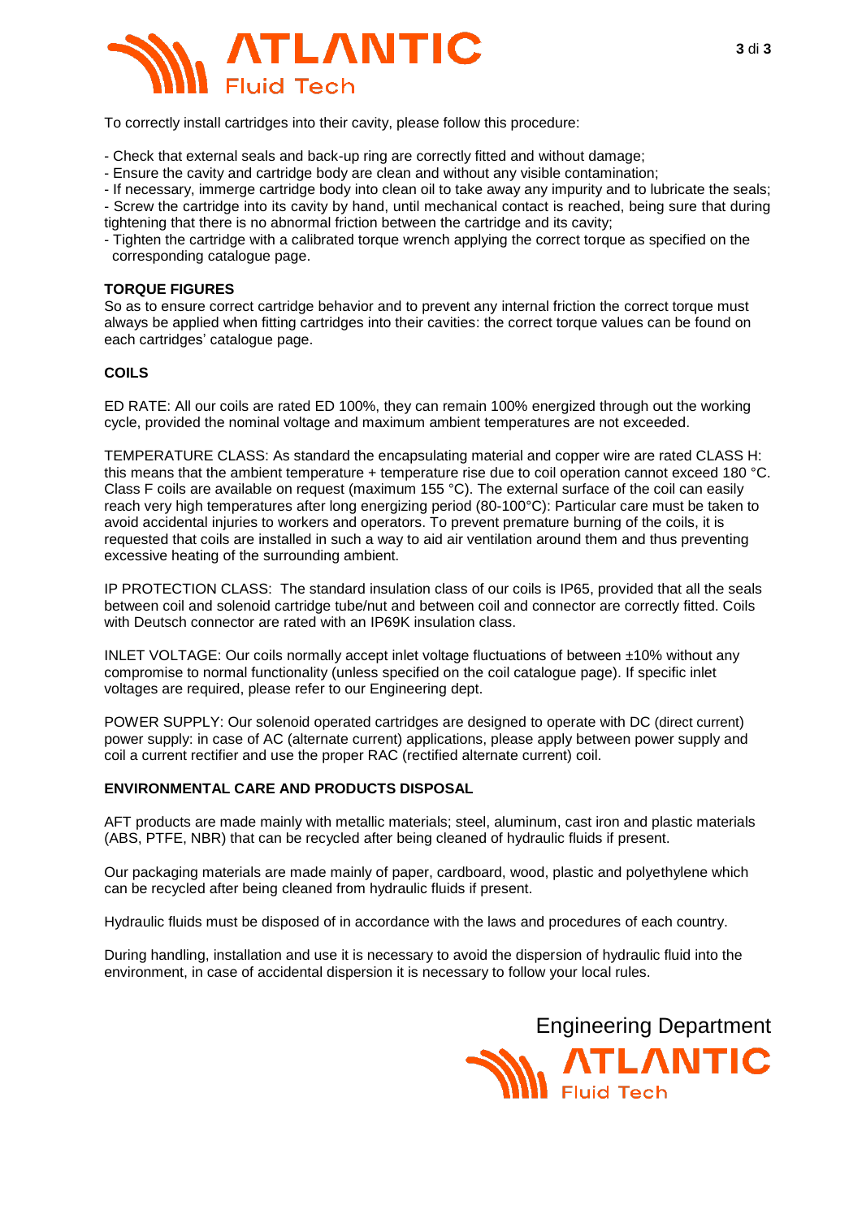To correctly install cartridges into their cavity, please follow this procedure:

- Check that external seals and back-up ring are correctly fitted and without damage;
- Ensure the cavity and cartridge body are clean and without any visible contamination;
- If necessary, immerge cartridge body into clean oil to take away any impurity and to lubricate the seals;
- Screw the cartridge into its cavity by hand, until mechanical contact is reached, being sure that during tightening that there is no abnormal friction between the cartridge and its cavity;
- Tighten the cartridge with a calibrated torque wrench applying the correct torque as specified on the corresponding catalogue page.

**TORQUE FIGURES**

So as to ensure correct cartridge behavior and to prevent any internal friction the correct torque must always be applied when fitting cartridges into their cavities: the correct torque values can be found on each cartridges' catalogue page.

**COILS**

ED RATE: All our coils are rated ED 100%, they can remain 100% energized through out the working cycle, provided the nominal voltage and maximum ambient temperatures are not exceeded.

TEMPERATURE CLASS: As standard the encapsulating material and copper wire are rated CLASS H: this means that the ambient temperature + temperature rise due to coil operation cannot exceed 180 °C. Class F coils are available on request (maximum 155 °C). The external surface of the coil can easily reach very high temperatures after long energizing period (80-100°C): Particular care must be taken to avoid accidental injuries to workers and operators. To prevent premature burning of the coils, it is requested that coils are installed in such a way to aid air ventilation around them and thus preventing excessive heating of the surrounding ambient.

IP PROTECTION CLASS: The standard insulation class of our coils is IP65, provided that all the seals between coil and solenoid cartridge tube/nut and between coil and connector are correctly fitted. Coils with Deutsch connector are rated with an IP69K insulation class.

INLET VOLTAGE: Our coils normally accept inlet voltage fluctuations of between ±10% without any compromise to normal functionality (unless specified on the coil catalogue page). If specific inlet voltages are required, please refer to our Engineering dept.

POWER SUPPLY: Our solenoid operated cartridges are designed to operate with DC (direct current) power supply: in case of AC (alternate current) applications, please apply between power supply and coil a current rectifier and use the proper RAC (rectified alternate current) coil.

**ENVIRONMENTAL CARE AND PRODUCTS DISPOSAL**

AFT products are made mainly with metallic materials; steel, aluminum, cast iron and plastic materials (ABS, PTFE, NBR) that can be recycled after being cleaned of hydraulic fluids if present.

Our packaging materials are made mainly of paper, cardboard, wood, plastic and polyethylene which can be recycled after being cleaned from hydraulic fluids if present.

Hydraulic fluids must be disposed of in accordance with the laws and procedures of each country.

During handling, installation and use it is necessary to avoid the dispersion of hydraulic fluid into the environment, in case of accidental dispersion it is necessary to follow your local rules.

Engineering Department

ATLANTIC Fluid Tech